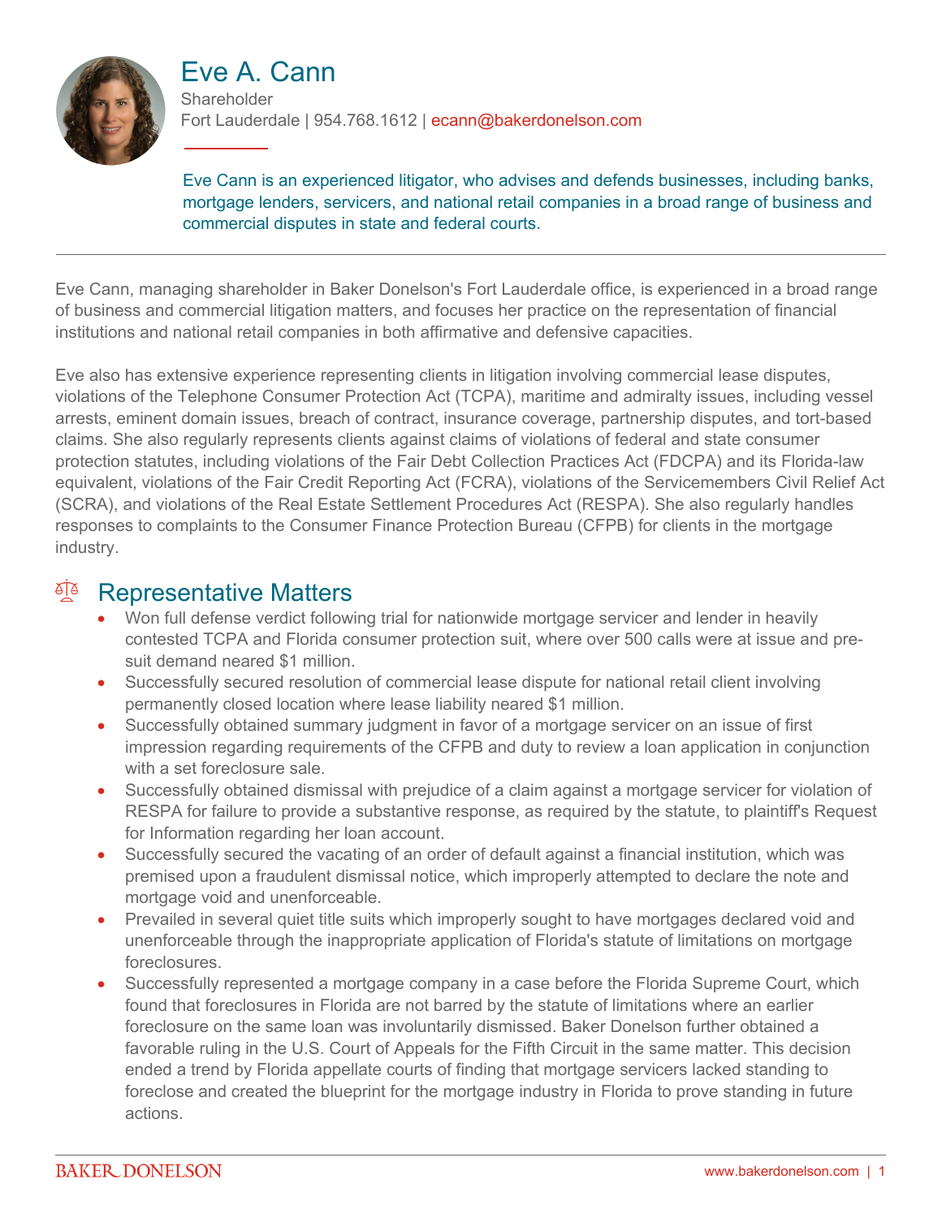# Eve A. Cann

Shareholder

Fort Lauderdale | 954.768.1612 | ecann@bakerdonelson.com

Eve Cann is an experienced litigator, who advises and defends businesses, including banks, mortgage lenders, servicers, and national retail companies in a broad range of business and commercial disputes in state and federal courts.

Eve Cann, managing shareholder in Baker Donelson's Fort Lauderdale office, is experienced in a broad range of business and commercial litigation matters, and focuses her practice on the representation of financial institutions and national retail companies in both affirmative and defensive capacities.

Eve also has extensive experience representing clients in litigation involving commercial lease disputes, violations of the Telephone Consumer Protection Act (TCPA), maritime and admiralty issues, including vessel arrests, eminent domain issues, breach of contract, insurance coverage, partnership disputes, and tort-based claims. She also regularly represents clients against claims of violations of federal and state consumer protection statutes, including violations of the Fair Debt Collection Practices Act (FDCPA) and its Florida-law equivalent, violations of the Fair Credit Reporting Act (FCRA), violations of the Servicemembers Civil Relief Act (SCRA), and violations of the Real Estate Settlement Procedures Act (RESPA). She also regularly handles responses to complaints to the Consumer Finance Protection Bureau (CFPB) for clients in the mortgage industry.

## Representative Matters

- Won full defense verdict following trial for nationwide mortgage servicer and lender in heavily contested TCPA and Florida consumer protection suit, where over 500 calls were at issue and pre-suit demand neared $1 million.
- Successfully secured resolution of commercial lease dispute for national retail client involving permanently closed location where lease liability neared $1 million.
- Successfully obtained summary judgment in favor of a mortgage servicer on an issue of first impression regarding requirements of the CFPB and duty to review a loan application in conjunction with a set foreclosure sale.
- Successfully obtained dismissal with prejudice of a claim against a mortgage servicer for violation of RESPA for failure to provide a substantive response, as required by the statute, to plaintiff's Request for Information regarding her loan account.
- Successfully secured the vacating of an order of default against a financial institution, which was premised upon a fraudulent dismissal notice, which improperly attempted to declare the note and mortgage void and unenforceable.
- Prevailed in several quiet title suits which improperly sought to have mortgages declared void and unenforceable through the inappropriate application of Florida's statute of limitations on mortgage foreclosures.
- Successfully represented a mortgage company in a case before the Florida Supreme Court, which found that foreclosures in Florida are not barred by the statute of limitations where an earlier foreclosure on the same loan was involuntarily dismissed. Baker Donelson further obtained a favorable ruling in the U.S. Court of Appeals for the Fifth Circuit in the same matter. This decision ended a trend by Florida appellate courts of finding that mortgage servicers lacked standing to foreclose and created the blueprint for the mortgage industry in Florida to prove standing in future actions.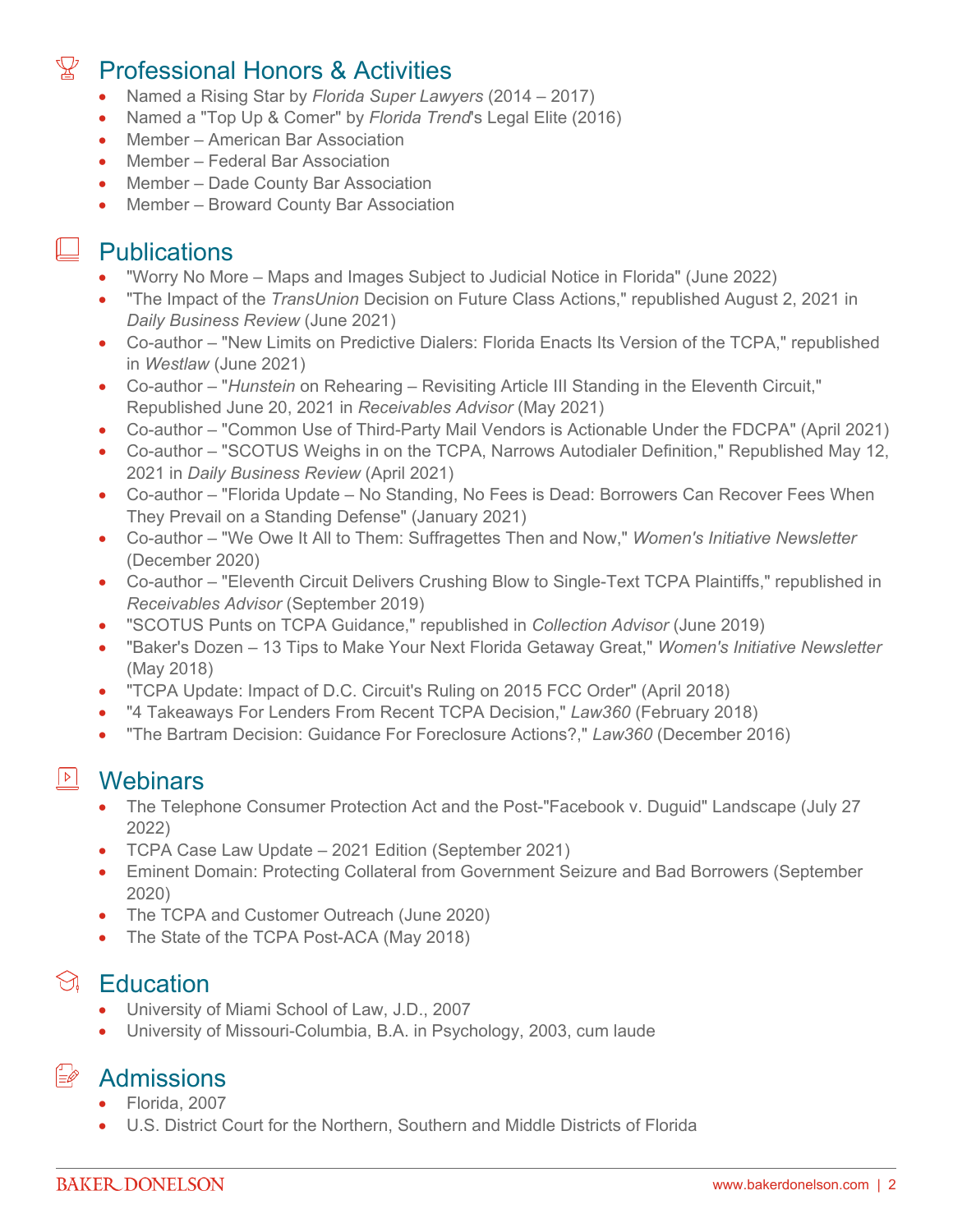## Professional Honors & Activities

- Named a Rising Star by *Florida Super Lawyers* (2014 – 2017)
- Named a "Top Up & Comer" by *Florida Trend*'s Legal Elite (2016)
- Member – American Bar Association
- Member – Federal Bar Association
- Member – Dade County Bar Association
- Member – Broward County Bar Association

## Publications

- "Worry No More – Maps and Images Subject to Judicial Notice in Florida" (June 2022)
- "The Impact of the *TransUnion* Decision on Future Class Actions," republished August 2, 2021 in *Daily Business Review* (June 2021)
- Co-author – "New Limits on Predictive Dialers: Florida Enacts Its Version of the TCPA," republished in *Westlaw* (June 2021)
- Co-author – "*Hunstein* on Rehearing – Revisiting Article III Standing in the Eleventh Circuit," Republished June 20, 2021 in *Receivables Advisor* (May 2021)
- Co-author – "Common Use of Third-Party Mail Vendors is Actionable Under the FDCPA" (April 2021)
- Co-author – "SCOTUS Weighs in on the TCPA, Narrows Autodialer Definition," Republished May 12, 2021 in *Daily Business Review* (April 2021)
- Co-author – "Florida Update – No Standing, No Fees is Dead: Borrowers Can Recover Fees When They Prevail on a Standing Defense" (January 2021)
- Co-author – "We Owe It All to Them: Suffragettes Then and Now," *Women's Initiative Newsletter* (December 2020)
- Co-author – "Eleventh Circuit Delivers Crushing Blow to Single-Text TCPA Plaintiffs," republished in *Receivables Advisor* (September 2019)
- "SCOTUS Punts on TCPA Guidance," republished in *Collection Advisor* (June 2019)
- "Baker's Dozen – 13 Tips to Make Your Next Florida Getaway Great," *Women's Initiative Newsletter* (May 2018)
- "TCPA Update: Impact of D.C. Circuit's Ruling on 2015 FCC Order" (April 2018)
- "4 Takeaways For Lenders From Recent TCPA Decision," *Law360* (February 2018)
- "The Bartram Decision: Guidance For Foreclosure Actions?," *Law360* (December 2016)

## Webinars

- The Telephone Consumer Protection Act and the Post-"Facebook v. Duguid" Landscape (July 27 2022)
- TCPA Case Law Update – 2021 Edition (September 2021)
- Eminent Domain: Protecting Collateral from Government Seizure and Bad Borrowers (September 2020)
- The TCPA and Customer Outreach (June 2020)
- The State of the TCPA Post-ACA (May 2018)

## Education

- University of Miami School of Law, J.D., 2007
- University of Missouri-Columbia, B.A. in Psychology, 2003, cum laude

## Admissions

- Florida, 2007
- U.S. District Court for the Northern, Southern and Middle Districts of Florida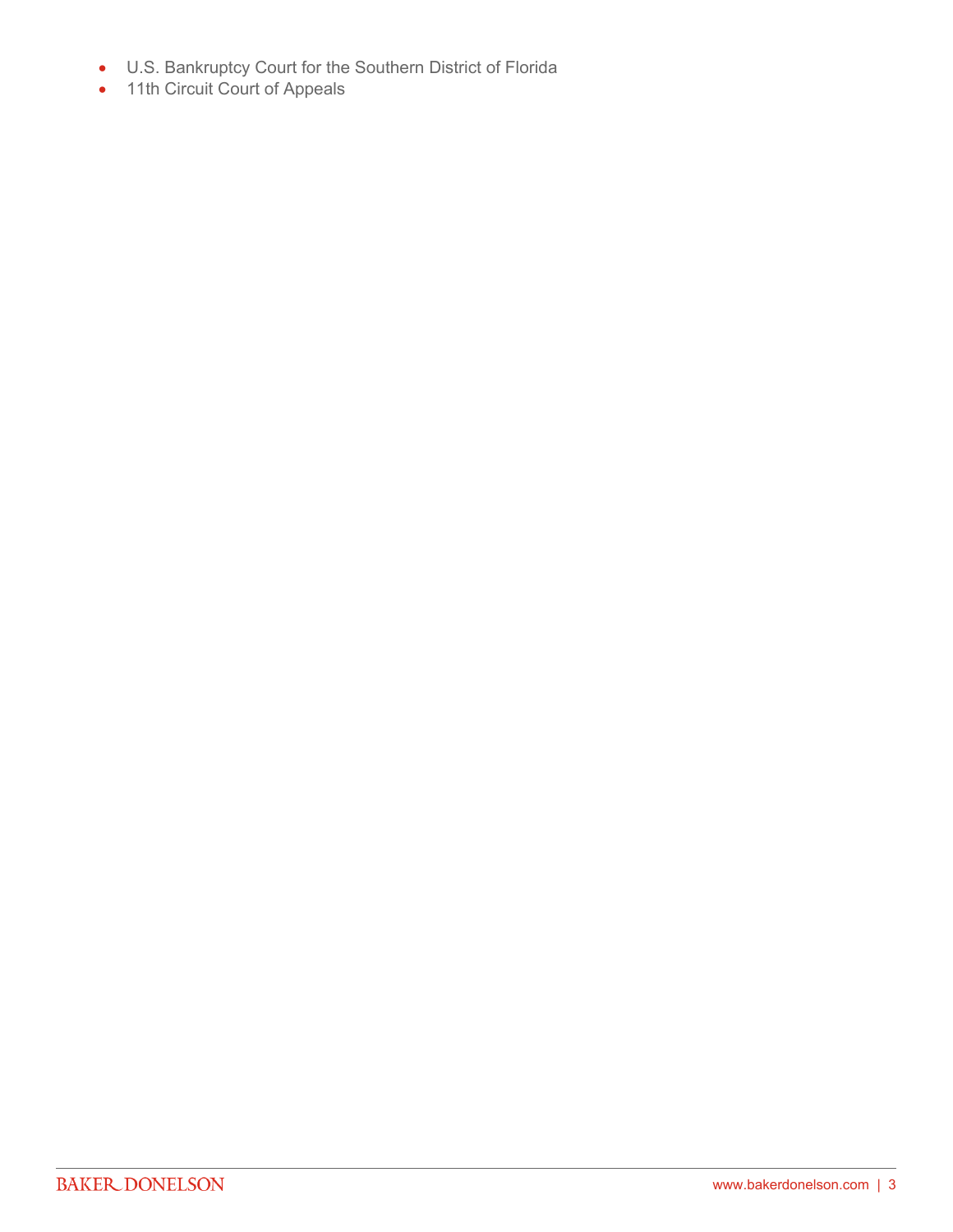- U.S. Bankruptcy Court for the Southern District of Florida
- 11th Circuit Court of Appeals